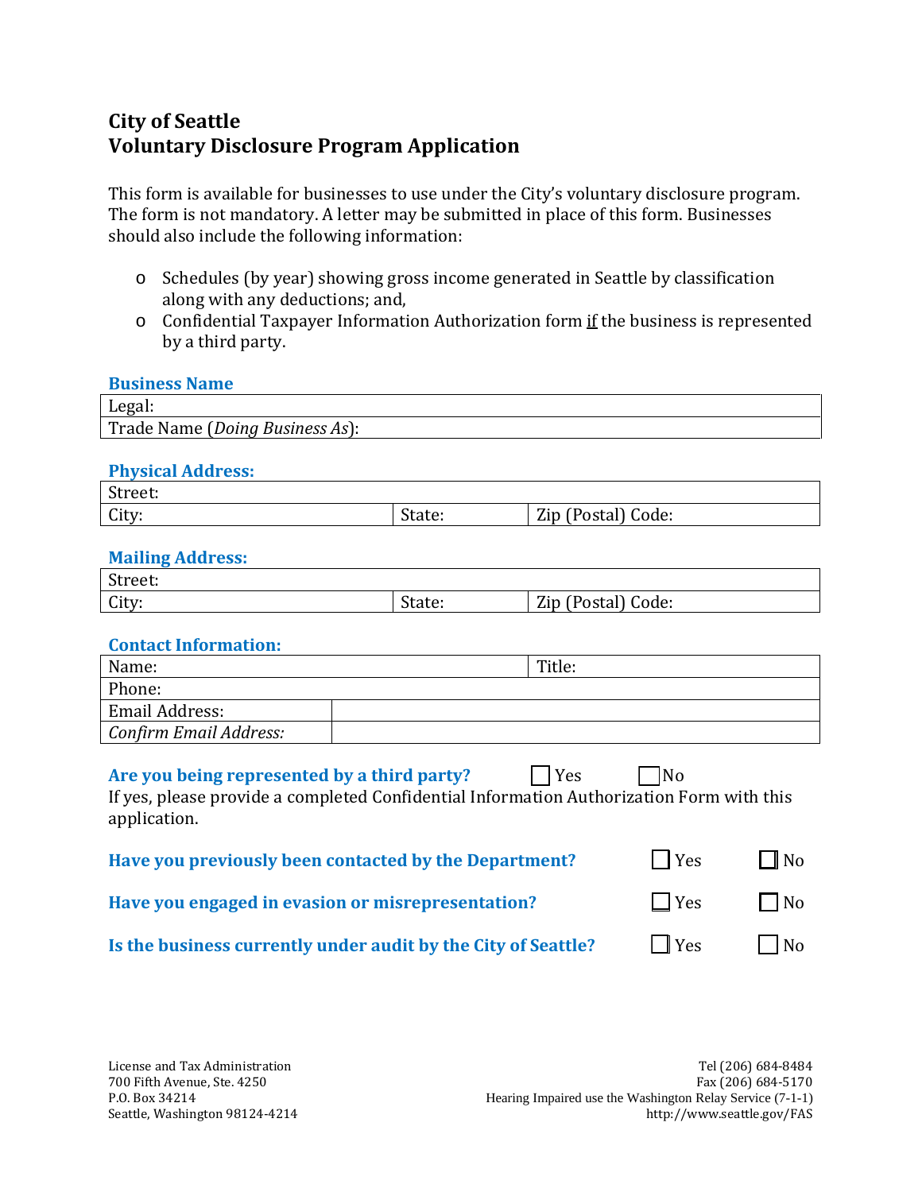# City of Seattle
# Voluntary Disclosure Program Application

This form is available for businesses to use under the City's voluntary disclosure program. The form is not mandatory. A letter may be submitted in place of this form. Businesses should also include the following information:

- Schedules (by year) showing gross income generated in Seattle by classification along with any deductions; and,
- Confidential Taxpayer Information Authorization form <u>if</u> the business is represented by a third party.

### Business Name

| Legal: |
|---|
| Trade Name (*Doing Business As*): |

### Physical Address:

| Street: | | |
|---|---|---|
| City: | State: | Zip (Postal) Code: |

### Mailing Address:

| Street: | | |
|---|---|---|
| City: | State: | Zip (Postal) Code: |

### Contact Information:

| Name: | Title: |
|---|---|
| Phone: | |
| Email Address: | |
| *Confirm Email Address:* | |

**Are you being represented by a third party?** ☐ Yes ☐ No

If yes, please provide a completed Confidential Information Authorization Form with this application.

**Have you previously been contacted by the Department?** ☐ Yes ☐ No

**Have you engaged in evasion or misrepresentation?** ☐ Yes ☐ No

**Is the business currently under audit by the City of Seattle?** ☐ Yes ☐ No

License and Tax Administration
700 Fifth Avenue, Ste. 4250
P.O. Box 34214
Seattle, Washington 98124-4214

Tel (206) 684-8484
Fax (206) 684-5170
Hearing Impaired use the Washington Relay Service (7-1-1)
http://www.seattle.gov/FAS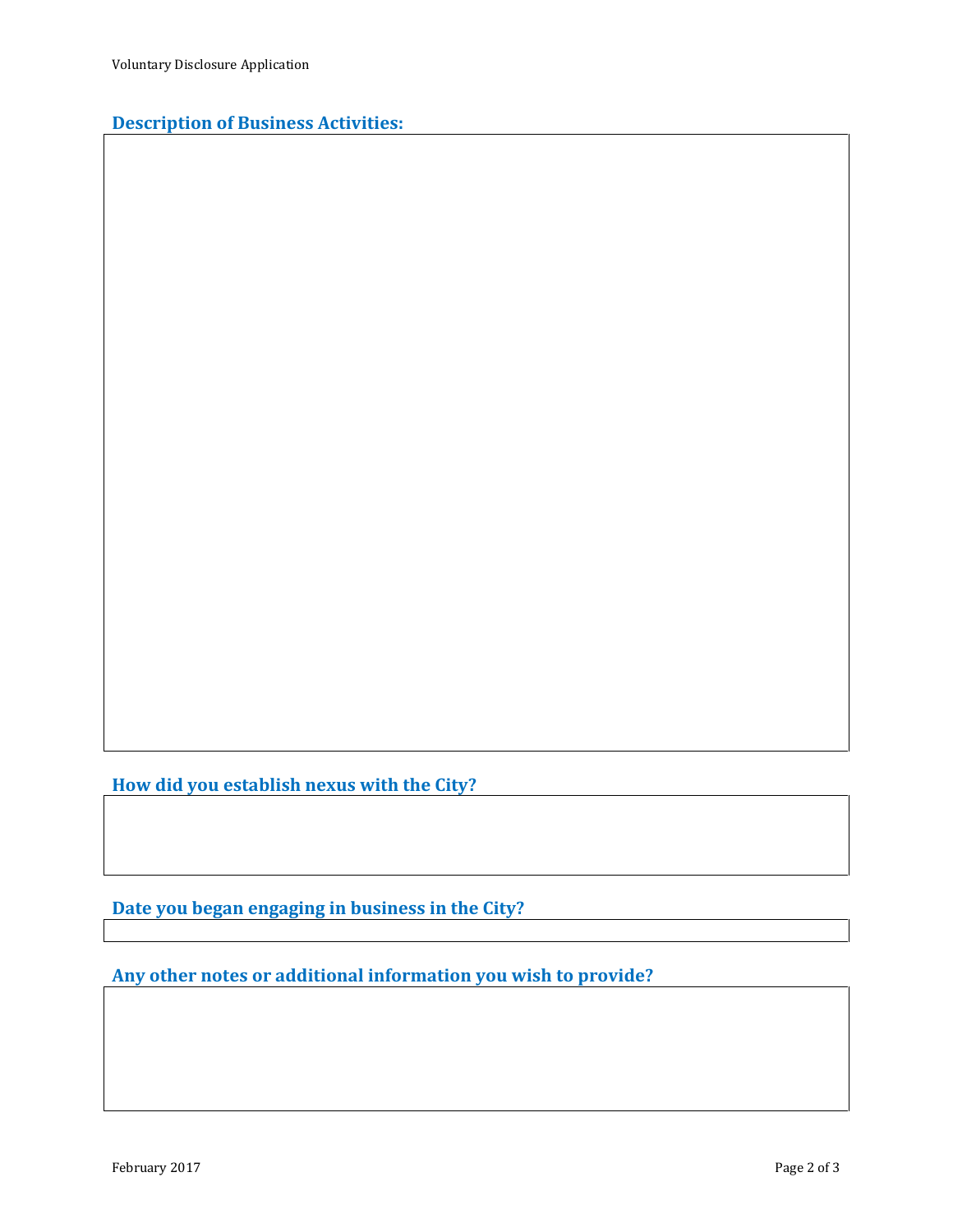## Description of Business Activities:

## How did you establish nexus with the City?

## Date you began engaging in business in the City?

## Any other notes or additional information you wish to provide?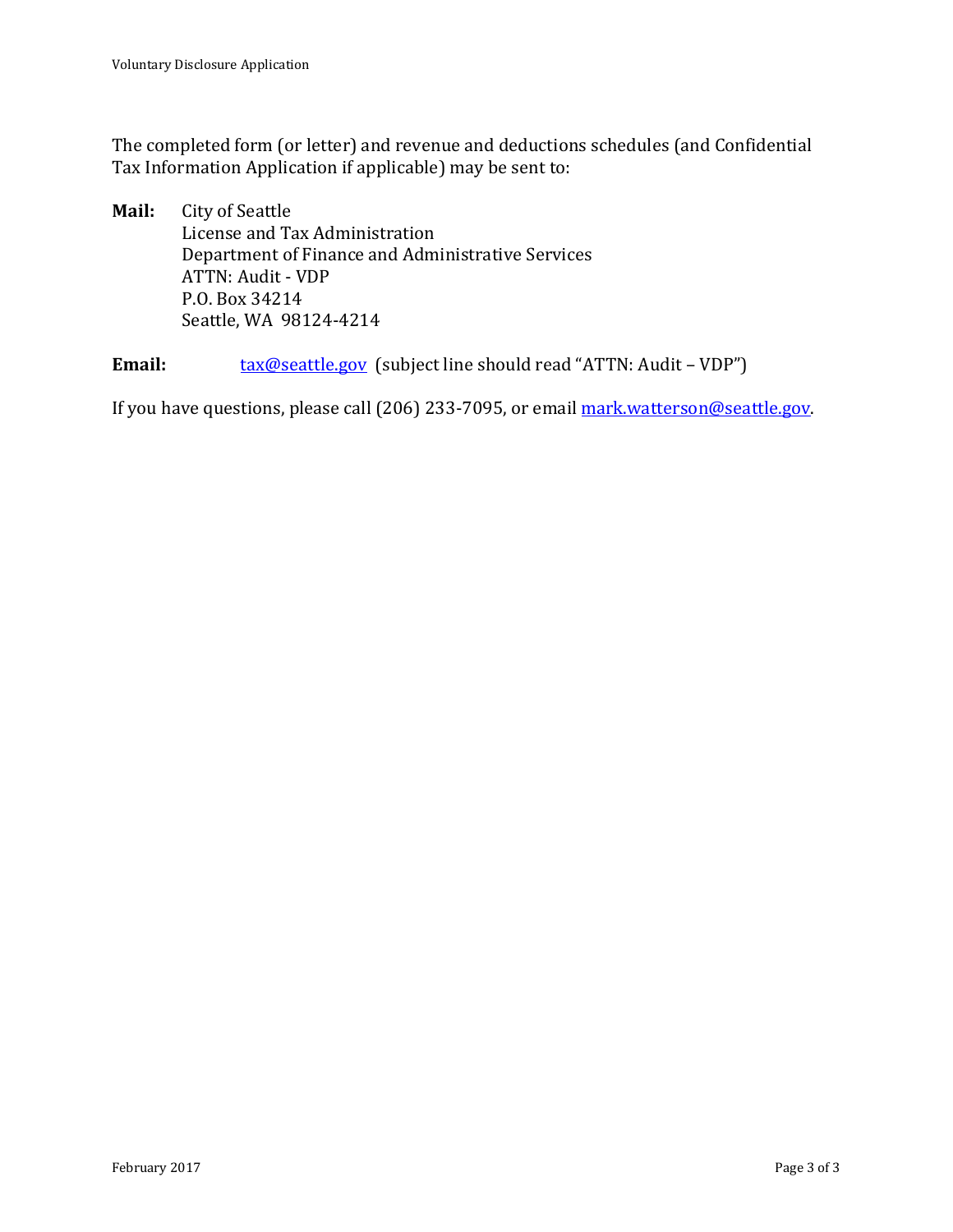The completed form (or letter) and revenue and deductions schedules (and Confidential Tax Information Application if applicable) may be sent to:

**Mail:** City of Seattle
License and Tax Administration
Department of Finance and Administrative Services
ATTN: Audit - VDP
P.O. Box 34214
Seattle, WA 98124-4214

**Email:** tax@seattle.gov (subject line should read "ATTN: Audit – VDP")

If you have questions, please call (206) 233-7095, or email mark.watterson@seattle.gov.